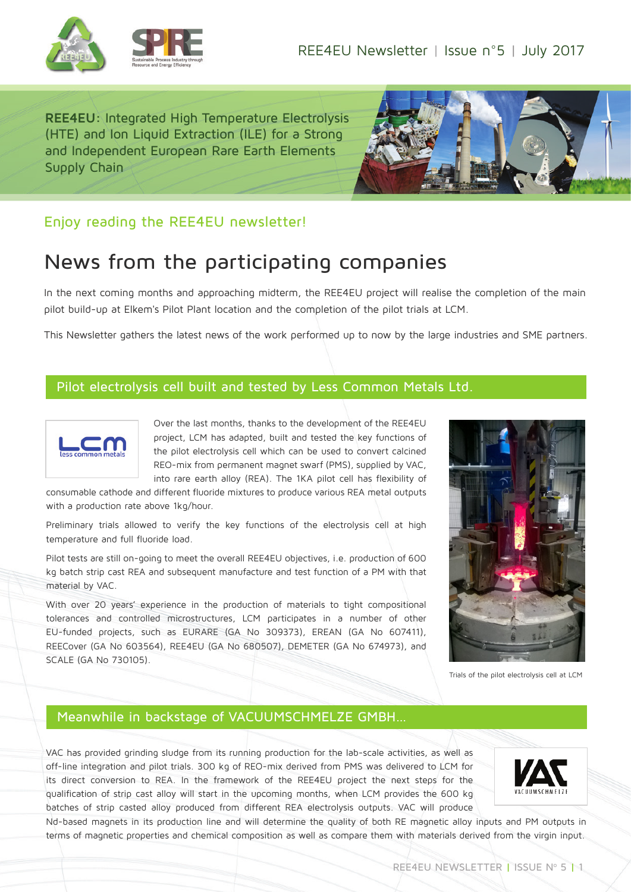REE4EU Newsletter | Issue n°5 | July 2017

**REE4EU**: Integrated High Temperature Electrolysis (HTE) and Ion Liquid Extraction (ILE) for a Strong and Independent European Rare Earth Elements Supply Chain

## Enjoy reading the REE4EU newsletter!

# News from the participating companies

In the next coming months and approaching midterm, the REE4EU project will realise the completion of the main pilot build-up at Elkem's Pilot Plant location and the completion of the pilot trials at LCM.

This Newsletter gathers the latest news of the work performed up to now by the large industries and SME partners.

## Pilot electrolysis cell built and tested by Less Common Metals Ltd.

Over the last months, thanks to the development of the REE4EU project, LCM has adapted, built and tested the key functions of the pilot electrolysis cell which can be used to convert calcined REO-mix from permanent magnet swarf (PMS), supplied by VAC, into rare earth alloy (REA). The 1KA pilot cell has flexibility of consumable cathode and different fluoride mixtures to produce various REA metal outputs with a production rate above 1kg/hour.

Preliminary trials allowed to verify the key functions of the electrolysis cell at high temperature and full fluoride load.

Pilot tests are still on-going to meet the overall REE4EU objectives, i.e. production of 600 kg batch strip cast REA and subsequent manufacture and test function of a PM with that material by VAC.

With over 20 years' experience in the production of materials to tight compositional tolerances and controlled microstructures, LCM participates in a number of other EU-funded projects, such as EURARE (GA No 309373), EREAN (GA No 607411), REECover (GA No 603564), REE4EU (GA No 680507), DEMETER (GA No 674973), and SCALE (GA No 730105).

Trials of the pilot electrolysis cell at LCM

## Meanwhile in backstage of VACUUMSCHMELZE GMBH...

VAC has provided grinding sludge from its running production for the lab-scale activities, as well as off-line integration and pilot trials. 300 kg of REO-mix derived from PMS was delivered to LCM for its direct conversion to REA. In the framework of the REE4EU project the next steps for the qualification of strip cast alloy will start in the upcoming months, when LCM provides the 600 kg batches of strip casted alloy produced from different REA electrolysis outputs. VAC will produce Nd-based magnets in its production line and will determine the quality of both RE magnetic alloy inputs and PM outputs in terms of magnetic properties and chemical composition as well as compare them with materials derived from the virgin input.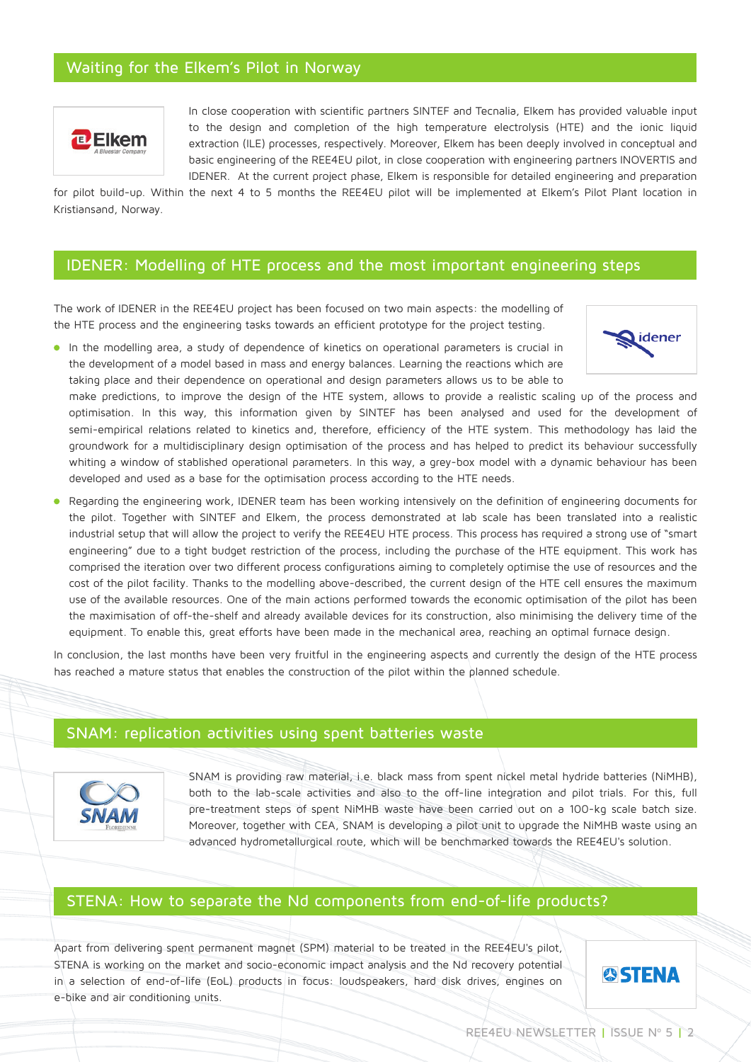## Waiting for the Elkem's Pilot in Norway

In close cooperation with scientific partners SINTEF and Tecnalia, Elkem has provided valuable input to the design and completion of the high temperature electrolysis (HTE) and the ionic liquid extraction (ILE) processes, respectively. Moreover, Elkem has been deeply involved in conceptual and basic engineering of the REE4EU pilot, in close cooperation with engineering partners INOVERTIS and IDENER. At the current project phase, Elkem is responsible for detailed engineering and preparation for pilot build-up. Within the next 4 to 5 months the REE4EU pilot will be implemented at Elkem's Pilot Plant location in Kristiansand, Norway.

## IDENER: Modelling of HTE process and the most important engineering steps

The work of IDENER in the REE4EU project has been focused on two main aspects: the modelling of the HTE process and the engineering tasks towards an efficient prototype for the project testing.

- In the modelling area, a study of dependence of kinetics on operational parameters is crucial in the development of a model based in mass and energy balances. Learning the reactions which are taking place and their dependence on operational and design parameters allows us to be able to make predictions, to improve the design of the HTE system, allows to provide a realistic scaling up of the process and optimisation. In this way, this information given by SINTEF has been analysed and used for the development of semi-empirical relations related to kinetics and, therefore, efficiency of the HTE system. This methodology has laid the groundwork for a multidisciplinary design optimisation of the process and has helped to predict its behaviour successfully whiting a window of stablished operational parameters. In this way, a grey-box model with a dynamic behaviour has been developed and used as a base for the optimisation process according to the HTE needs.
- Regarding the engineering work, IDENER team has been working intensively on the definition of engineering documents for the pilot. Together with SINTEF and Elkem, the process demonstrated at lab scale has been translated into a realistic industrial setup that will allow the project to verify the REE4EU HTE process. This process has required a strong use of "smart engineering" due to a tight budget restriction of the process, including the purchase of the HTE equipment. This work has comprised the iteration over two different process configurations aiming to completely optimise the use of resources and the cost of the pilot facility. Thanks to the modelling above-described, the current design of the HTE cell ensures the maximum use of the available resources. One of the main actions performed towards the economic optimisation of the pilot has been the maximisation of off-the-shelf and already available devices for its construction, also minimising the delivery time of the equipment. To enable this, great efforts have been made in the mechanical area, reaching an optimal furnace design.

In conclusion, the last months have been very fruitful in the engineering aspects and currently the design of the HTE process has reached a mature status that enables the construction of the pilot within the planned schedule.

## SNAM: replication activities using spent batteries waste

SNAM is providing raw material, i.e. black mass from spent nickel metal hydride batteries (NiMHB), both to the lab-scale activities and also to the off-line integration and pilot trials. For this, full pre-treatment steps of spent NiMHB waste have been carried out on a 100-kg scale batch size. Moreover, together with CEA, SNAM is developing a pilot unit to upgrade the NiMHB waste using an advanced hydrometallurgical route, which will be benchmarked towards the REE4EU's solution.

## STENA: How to separate the Nd components from end-of-life products?

Apart from delivering spent permanent magnet (SPM) material to be treated in the REE4EU's pilot, STENA is working on the market and socio-economic impact analysis and the Nd recovery potential in a selection of end-of-life (EoL) products in focus: loudspeakers, hard disk drives, engines on e-bike and air conditioning units.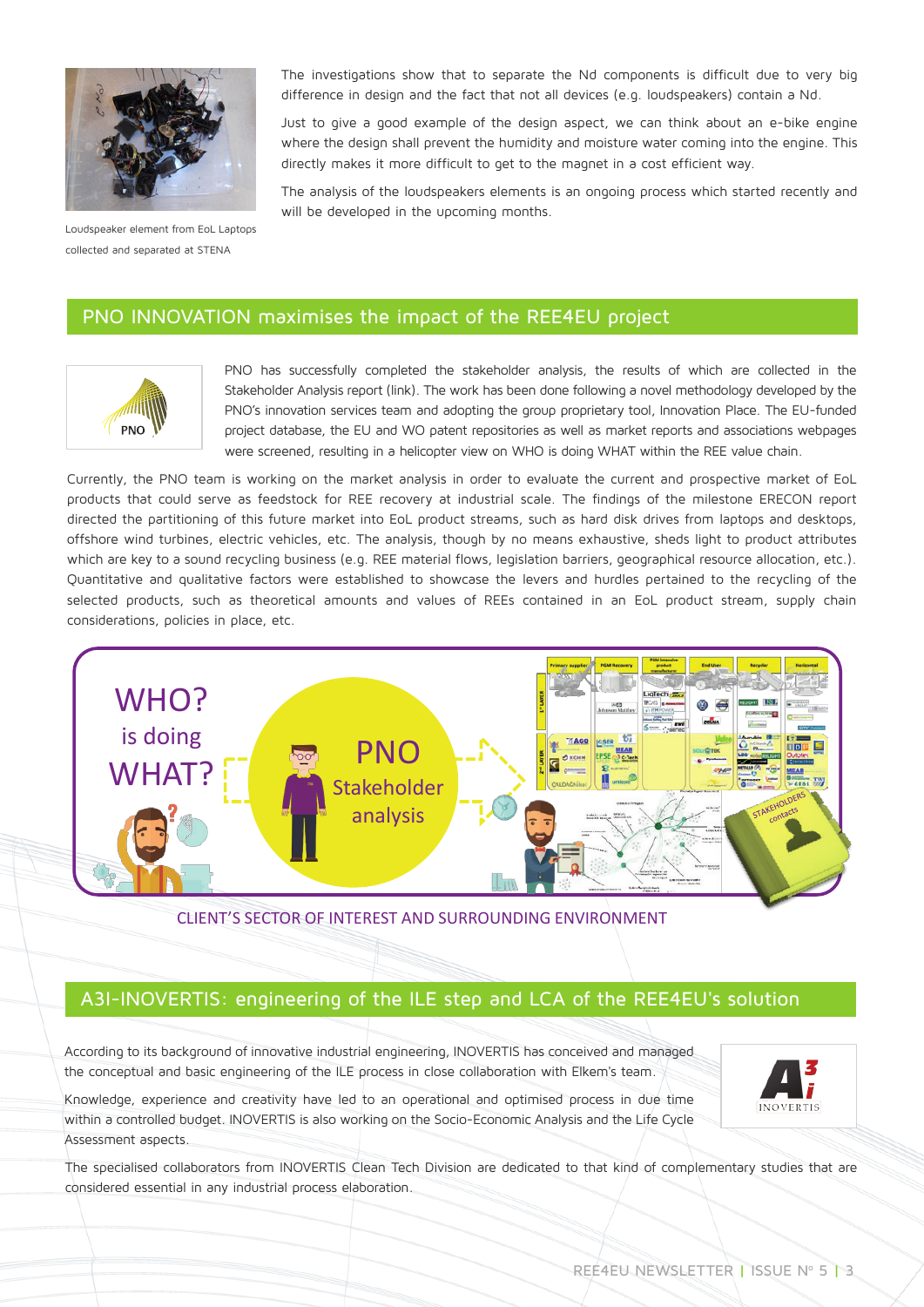Loudspeaker element from EoL Laptops collected and separated at STENA

The investigations show that to separate the Nd components is difficult due to very big difference in design and the fact that not all devices (e.g. loudspeakers) contain a Nd.

Just to give a good example of the design aspect, we can think about an e-bike engine where the design shall prevent the humidity and moisture water coming into the engine. This directly makes it more difficult to get to the magnet in a cost efficient way.

The analysis of the loudspeakers elements is an ongoing process which started recently and will be developed in the upcoming months.

## PNO INNOVATION maximises the impact of the REE4EU project

PNO has successfully completed the stakeholder analysis, the results of which are collected in the Stakeholder Analysis report (link). The work has been done following a novel methodology developed by the PNO's innovation services team and adopting the group proprietary tool, Innovation Place. The EU-funded project database, the EU and WO patent repositories as well as market reports and associations webpages were screened, resulting in a helicopter view on WHO is doing WHAT within the REE value chain.

Currently, the PNO team is working on the market analysis in order to evaluate the current and prospective market of EoL products that could serve as feedstock for REE recovery at industrial scale. The findings of the milestone ERECON report directed the partitioning of this future market into EoL product streams, such as hard disk drives from laptops and desktops, offshore wind turbines, electric vehicles, etc. The analysis, though by no means exhaustive, sheds light to product attributes which are key to a sound recycling business (e.g. REE material flows, legislation barriers, geographical resource allocation, etc.). Quantitative and qualitative factors were established to showcase the levers and hurdles pertained to the recycling of the selected products, such as theoretical amounts and values of REEs contained in an EoL product stream, supply chain considerations, policies in place, etc.

CLIENT'S SECTOR OF INTEREST AND SURROUNDING ENVIRONMENT

## A3I-INOVERTIS: engineering of the ILE step and LCA of the REE4EU's solution

According to its background of innovative industrial engineering, INOVERTIS has conceived and managed the conceptual and basic engineering of the ILE process in close collaboration with Elkem's team.

Knowledge, experience and creativity have led to an operational and optimised process in due time within a controlled budget. INOVERTIS is also working on the Socio-Economic Analysis and the Life Cycle Assessment aspects.

The specialised collaborators from INOVERTIS Clean Tech Division are dedicated to that kind of complementary studies that are considered essential in any industrial process elaboration.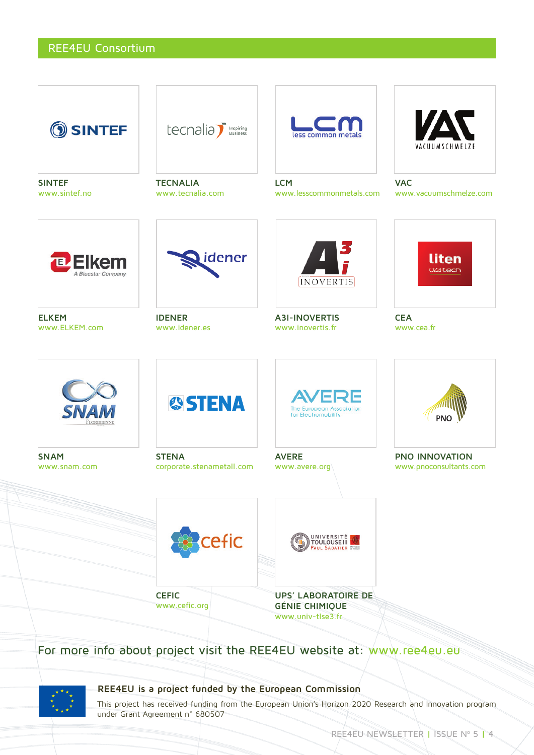## REE4EU Consortium

**SINTEF**
www.sintef.no

**TECNALIA**
www.tecnalia.com

**LCM**
www.lesscommonmetals.com

**VAC**
www.vacuumschmelze.com

**ELKEM**
www.ELKEM.com

**IDENER**
www.idener.es

**A3I-INOVERTIS**
www.inovertis.fr

**CEA**
www.cea.fr

**SNAM**
www.snam.com

**STENA**
corporate.stenametall.com

**AVERE**
www.avere.org

**PNO INNOVATION**
www.pnoconsultants.com

**CEFIC**
www.cefic.org

**UPS' LABORATOIRE DE GÉNIE CHIMIQUE**
www.univ-tlse3.fr

For more info about project visit the REE4EU website at: www.ree4eu.eu

**REE4EU is a project funded by the European Commission**

This project has received funding from the European Union's Horizon 2020 Research and Innovation program under Grant Agreement n° 680507